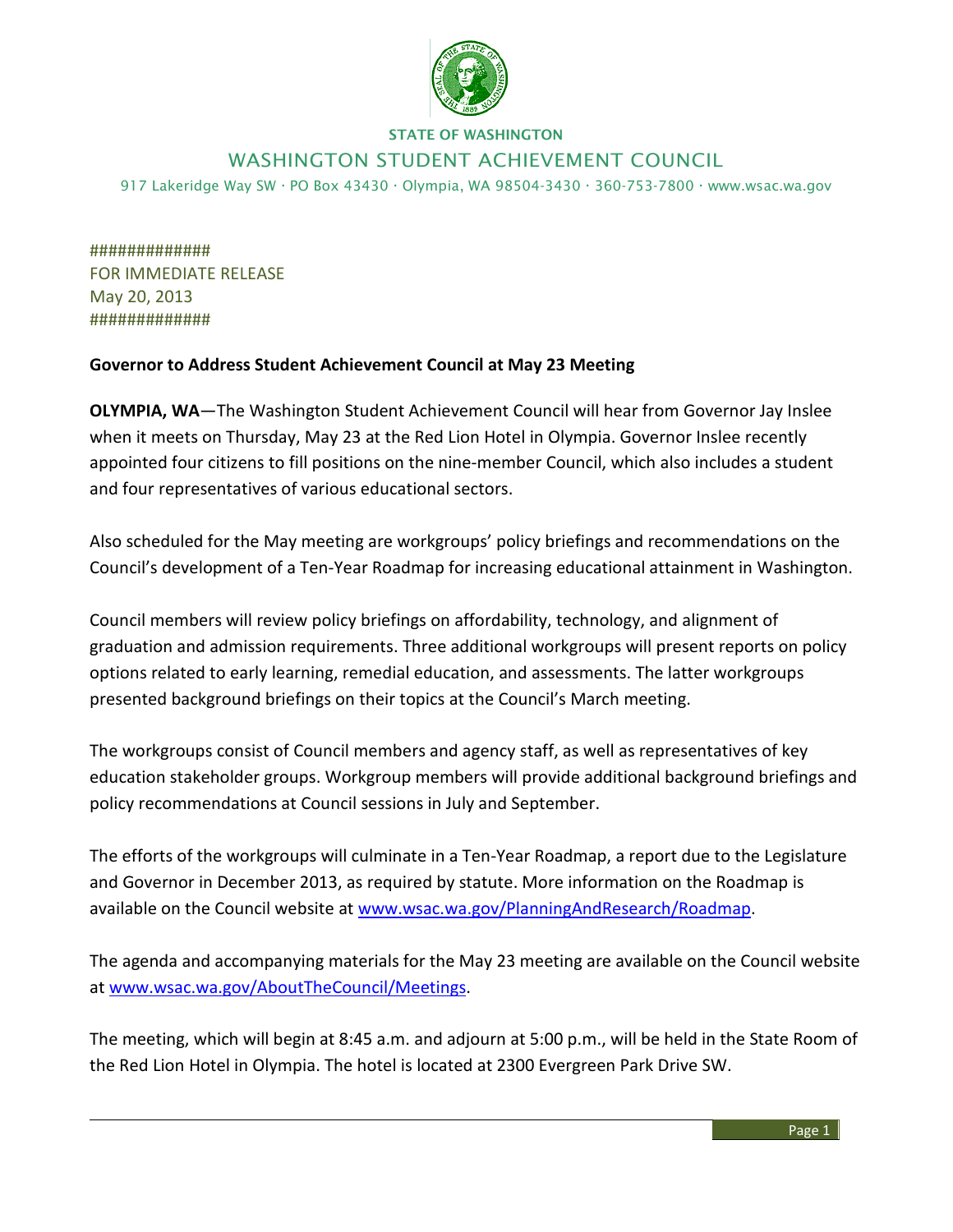STATE OF WASHINGTON

WASHINGTON STUDENT ACHIEVEMENT COUNCIL

917 Lakeridge Way SW · PO Box 43430 · Olympia, WA 98504-3430 · 360-753-7800 · www.wsac.wa.gov

#############
FOR IMMEDIATE RELEASE
May 20, 2013
#############

**Governor to Address Student Achievement Council at May 23 Meeting**

**OLYMPIA, WA**—The Washington Student Achievement Council will hear from Governor Jay Inslee when it meets on Thursday, May 23 at the Red Lion Hotel in Olympia. Governor Inslee recently appointed four citizens to fill positions on the nine-member Council, which also includes a student and four representatives of various educational sectors.

Also scheduled for the May meeting are workgroups' policy briefings and recommendations on the Council's development of a Ten-Year Roadmap for increasing educational attainment in Washington.

Council members will review policy briefings on affordability, technology, and alignment of graduation and admission requirements. Three additional workgroups will present reports on policy options related to early learning, remedial education, and assessments. The latter workgroups presented background briefings on their topics at the Council's March meeting.

The workgroups consist of Council members and agency staff, as well as representatives of key education stakeholder groups. Workgroup members will provide additional background briefings and policy recommendations at Council sessions in July and September.

The efforts of the workgroups will culminate in a Ten-Year Roadmap, a report due to the Legislature and Governor in December 2013, as required by statute. More information on the Roadmap is available on the Council website at www.wsac.wa.gov/PlanningAndResearch/Roadmap.

The agenda and accompanying materials for the May 23 meeting are available on the Council website at www.wsac.wa.gov/AboutTheCouncil/Meetings.

The meeting, which will begin at 8:45 a.m. and adjourn at 5:00 p.m., will be held in the State Room of the Red Lion Hotel in Olympia. The hotel is located at 2300 Evergreen Park Drive SW.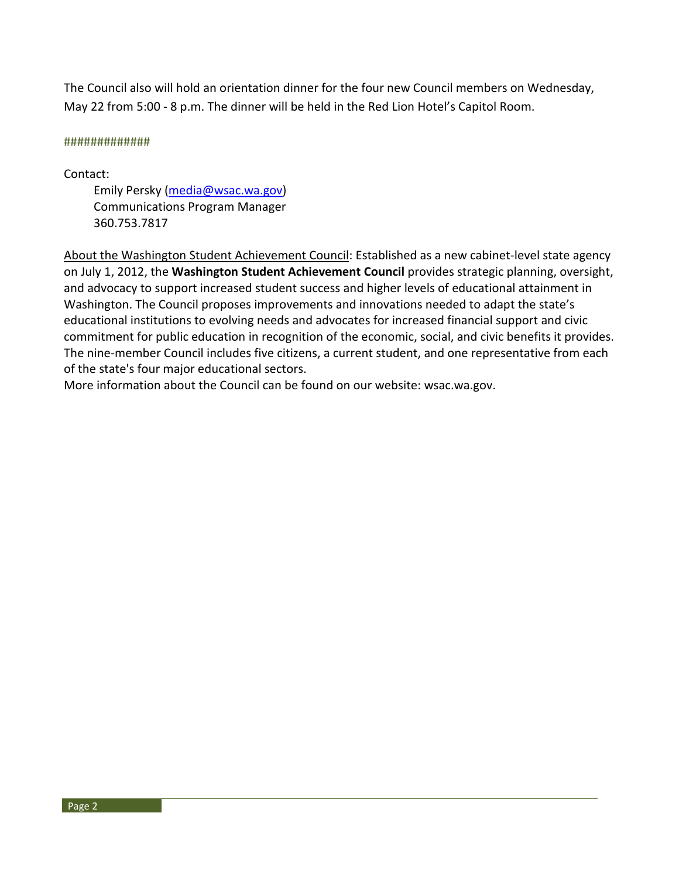The Council also will hold an orientation dinner for the four new Council members on Wednesday, May 22 from 5:00 - 8 p.m. The dinner will be held in the Red Lion Hotel's Capitol Room.

#############

Contact:

Emily Persky (media@wsac.wa.gov)
Communications Program Manager
360.753.7817

About the Washington Student Achievement Council: Established as a new cabinet-level state agency on July 1, 2012, the **Washington Student Achievement Council** provides strategic planning, oversight, and advocacy to support increased student success and higher levels of educational attainment in Washington. The Council proposes improvements and innovations needed to adapt the state's educational institutions to evolving needs and advocates for increased financial support and civic commitment for public education in recognition of the economic, social, and civic benefits it provides. The nine-member Council includes five citizens, a current student, and one representative from each of the state's four major educational sectors.
More information about the Council can be found on our website: wsac.wa.gov.